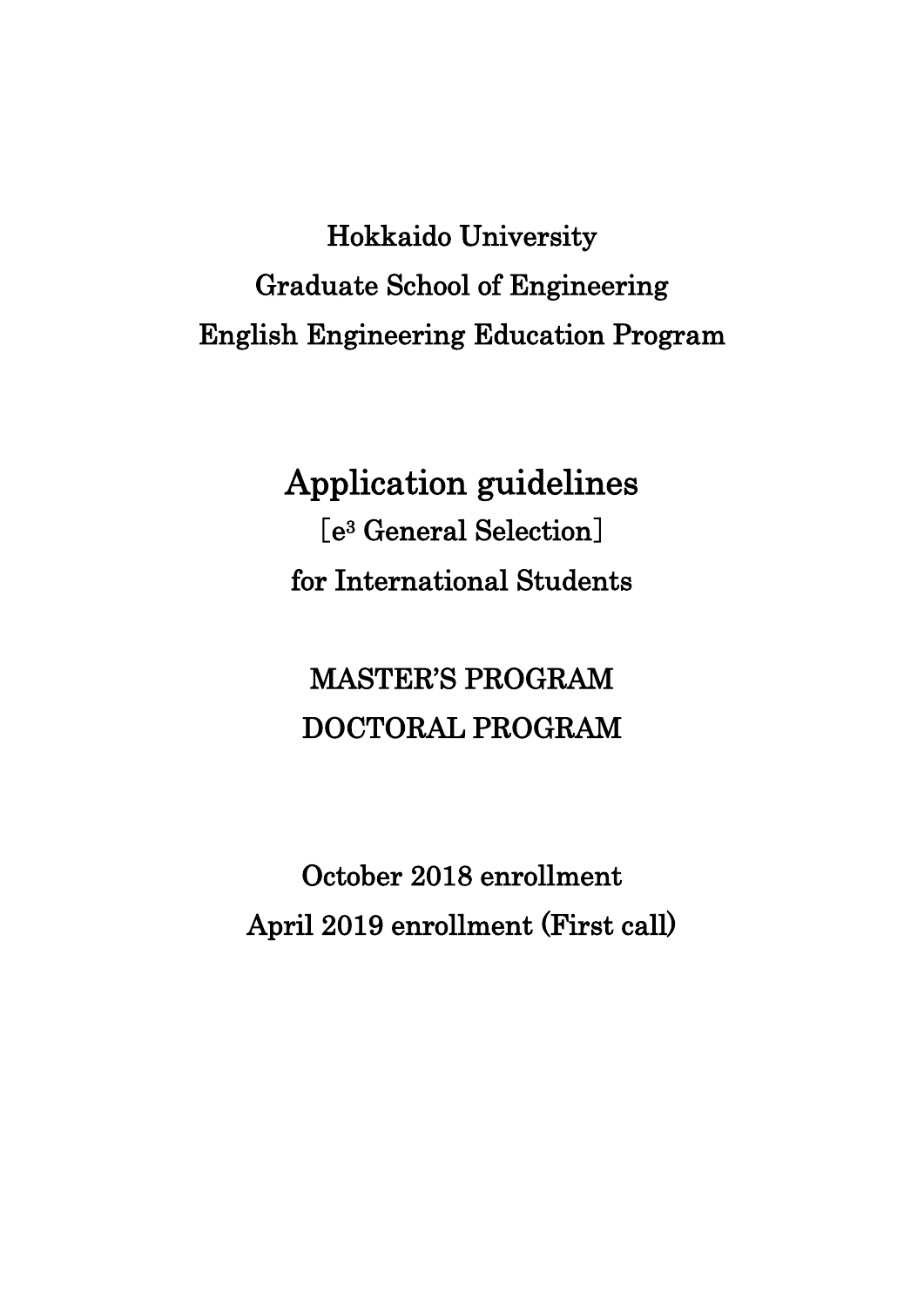# Hokkaido University
# Graduate School of Engineering
# English Engineering Education Program

## Application guidelines

［$e^3$ General Selection］

for International Students

## MASTER'S PROGRAM
## DOCTORAL PROGRAM

October 2018 enrollment

April 2019 enrollment (First call)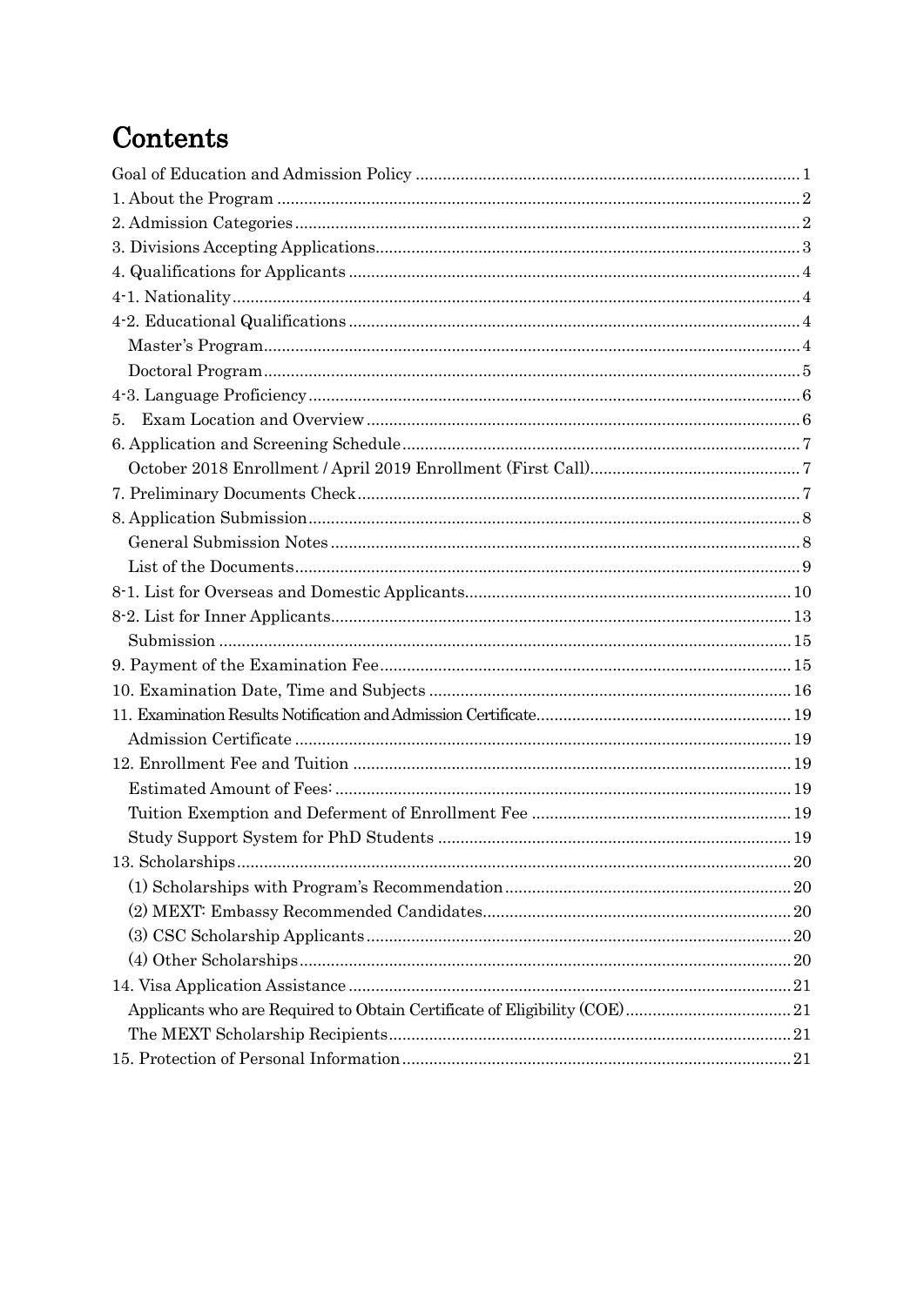# Contents

Goal of Education and Admission Policy ..... 1
1. About the Program ..... 2
2. Admission Categories ..... 2
3. Divisions Accepting Applications ..... 3
4. Qualifications for Applicants ..... 4
4-1. Nationality ..... 4
4-2. Educational Qualifications ..... 4
    Master's Program ..... 4
    Doctoral Program ..... 5
4-3. Language Proficiency ..... 6
5. Exam Location and Overview ..... 6
6. Application and Screening Schedule ..... 7
    October 2018 Enrollment / April 2019 Enrollment (First Call) ..... 7
7. Preliminary Documents Check ..... 7
8. Application Submission ..... 8
    General Submission Notes ..... 8
    List of the Documents ..... 9
8-1. List for Overseas and Domestic Applicants ..... 10
8-2. List for Inner Applicants ..... 13
    Submission ..... 15
9. Payment of the Examination Fee ..... 15
10. Examination Date, Time and Subjects ..... 16
11. Examination Results Notification and Admission Certificate ..... 19
    Admission Certificate ..... 19
12. Enrollment Fee and Tuition ..... 19
    Estimated Amount of Fees: ..... 19
    Tuition Exemption and Deferment of Enrollment Fee ..... 19
    Study Support System for PhD Students ..... 19
13. Scholarships ..... 20
    (1) Scholarships with Program's Recommendation ..... 20
    (2) MEXT: Embassy Recommended Candidates ..... 20
    (3) CSC Scholarship Applicants ..... 20
    (4) Other Scholarships ..... 20
14. Visa Application Assistance ..... 21
    Applicants who are Required to Obtain Certificate of Eligibility (COE) ..... 21
    The MEXT Scholarship Recipients ..... 21
15. Protection of Personal Information ..... 21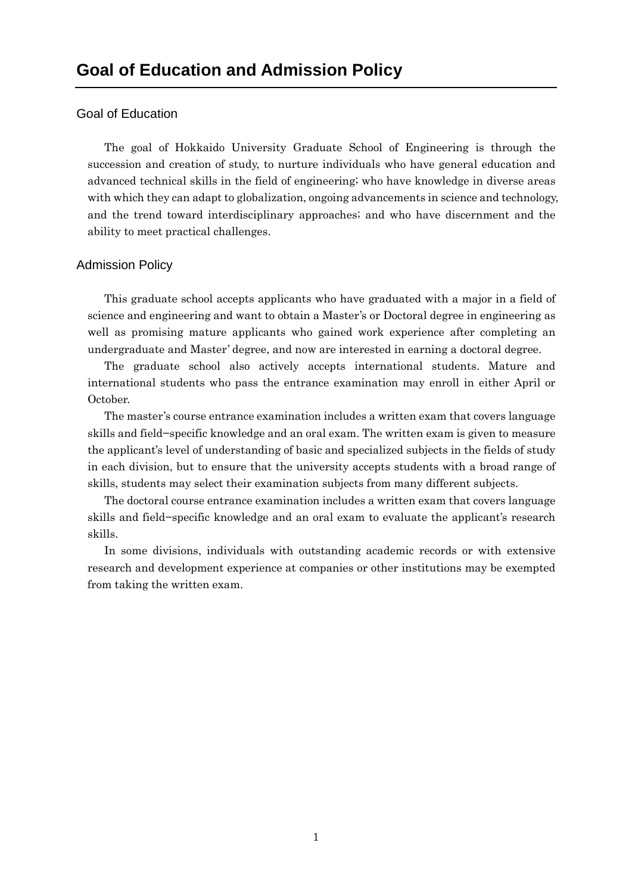# Goal of Education and Admission Policy

## Goal of Education

The goal of Hokkaido University Graduate School of Engineering is through the succession and creation of study, to nurture individuals who have general education and advanced technical skills in the field of engineering; who have knowledge in diverse areas with which they can adapt to globalization, ongoing advancements in science and technology, and the trend toward interdisciplinary approaches; and who have discernment and the ability to meet practical challenges.

## Admission Policy

This graduate school accepts applicants who have graduated with a major in a field of science and engineering and want to obtain a Master's or Doctoral degree in engineering as well as promising mature applicants who gained work experience after completing an undergraduate and Master' degree, and now are interested in earning a doctoral degree.

The graduate school also actively accepts international students. Mature and international students who pass the entrance examination may enroll in either April or October.

The master's course entrance examination includes a written exam that covers language skills and field–specific knowledge and an oral exam. The written exam is given to measure the applicant's level of understanding of basic and specialized subjects in the fields of study in each division, but to ensure that the university accepts students with a broad range of skills, students may select their examination subjects from many different subjects.

The doctoral course entrance examination includes a written exam that covers language skills and field–specific knowledge and an oral exam to evaluate the applicant's research skills.

In some divisions, individuals with outstanding academic records or with extensive research and development experience at companies or other institutions may be exempted from taking the written exam.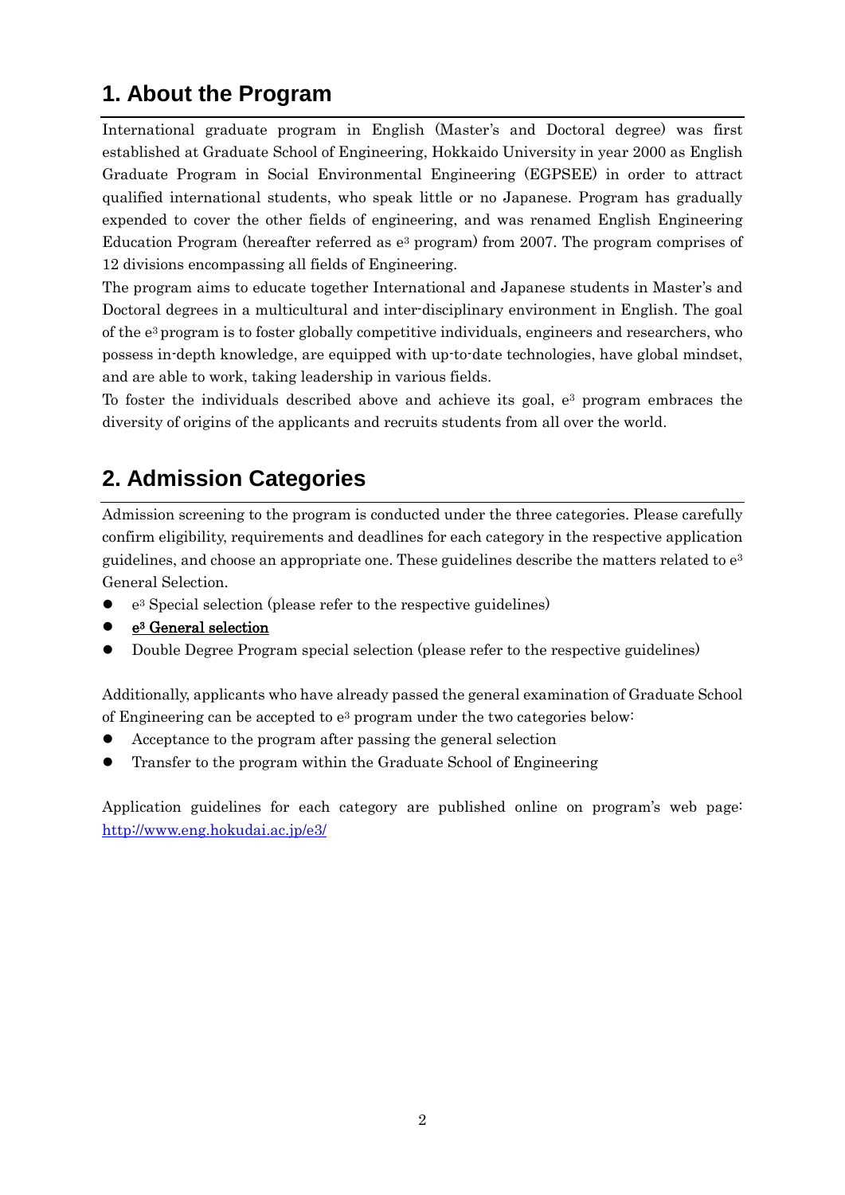## 1. About the Program

International graduate program in English (Master's and Doctoral degree) was first established at Graduate School of Engineering, Hokkaido University in year 2000 as English Graduate Program in Social Environmental Engineering (EGPSEE) in order to attract qualified international students, who speak little or no Japanese. Program has gradually expended to cover the other fields of engineering, and was renamed English Engineering Education Program (hereafter referred as $e^3$ program) from 2007. The program comprises of 12 divisions encompassing all fields of Engineering.

The program aims to educate together International and Japanese students in Master's and Doctoral degrees in a multicultural and inter-disciplinary environment in English. The goal of the $e^3$ program is to foster globally competitive individuals, engineers and researchers, who possess in-depth knowledge, are equipped with up-to-date technologies, have global mindset, and are able to work, taking leadership in various fields.

To foster the individuals described above and achieve its goal, $e^3$ program embraces the diversity of origins of the applicants and recruits students from all over the world.

## 2. Admission Categories

Admission screening to the program is conducted under the three categories. Please carefully confirm eligibility, requirements and deadlines for each category in the respective application guidelines, and choose an appropriate one. These guidelines describe the matters related to $e^3$ General Selection.

- $e^3$ Special selection (please refer to the respective guidelines)
- <u>$e^3$ General selection</u>
- Double Degree Program special selection (please refer to the respective guidelines)

Additionally, applicants who have already passed the general examination of Graduate School of Engineering can be accepted to $e^3$ program under the two categories below:

- Acceptance to the program after passing the general selection
- Transfer to the program within the Graduate School of Engineering

Application guidelines for each category are published online on program's web page: http://www.eng.hokudai.ac.jp/e3/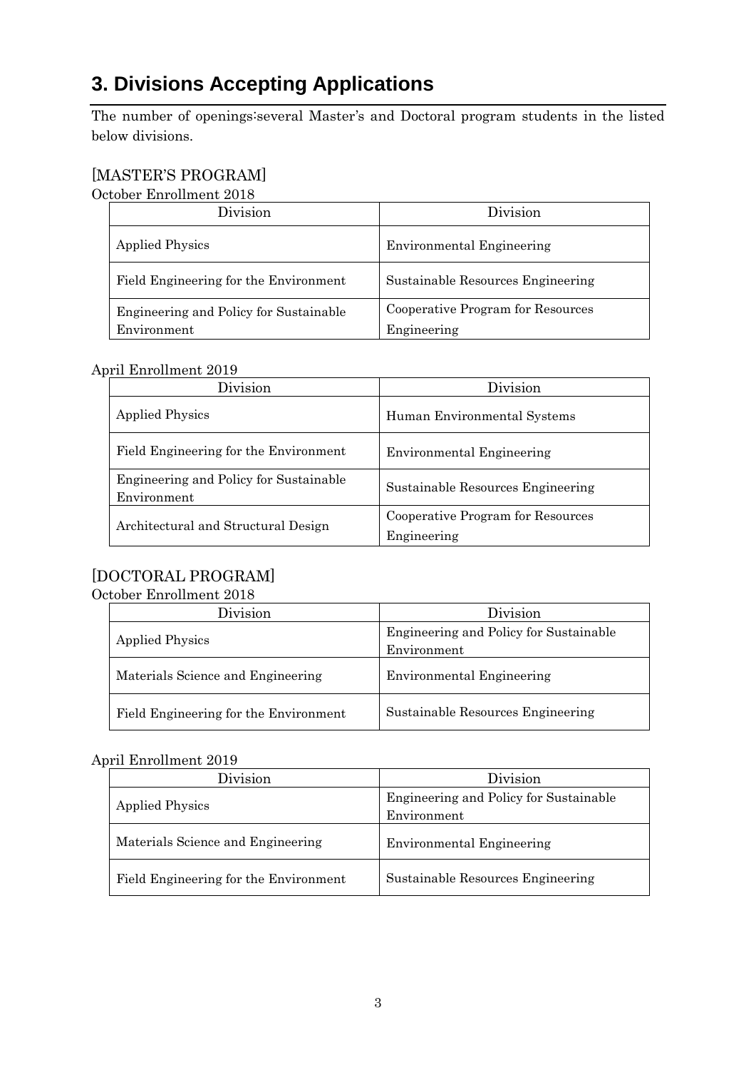# 3. Divisions Accepting Applications

The number of openings:several Master's and Doctoral program students in the listed below divisions.

[MASTER'S PROGRAM]

October Enrollment 2018

| Division | Division |
|---|---|
| Applied Physics | Environmental Engineering |
| Field Engineering for the Environment | Sustainable Resources Engineering |
| Engineering and Policy for Sustainable Environment | Cooperative Program for Resources Engineering |

April Enrollment 2019

| Division | Division |
|---|---|
| Applied Physics | Human Environmental Systems |
| Field Engineering for the Environment | Environmental Engineering |
| Engineering and Policy for Sustainable Environment | Sustainable Resources Engineering |
| Architectural and Structural Design | Cooperative Program for Resources Engineering |

[DOCTORAL PROGRAM]

October Enrollment 2018

| Division | Division |
|---|---|
| Applied Physics | Engineering and Policy for Sustainable Environment |
| Materials Science and Engineering | Environmental Engineering |
| Field Engineering for the Environment | Sustainable Resources Engineering |

April Enrollment 2019

| Division | Division |
|---|---|
| Applied Physics | Engineering and Policy for Sustainable Environment |
| Materials Science and Engineering | Environmental Engineering |
| Field Engineering for the Environment | Sustainable Resources Engineering |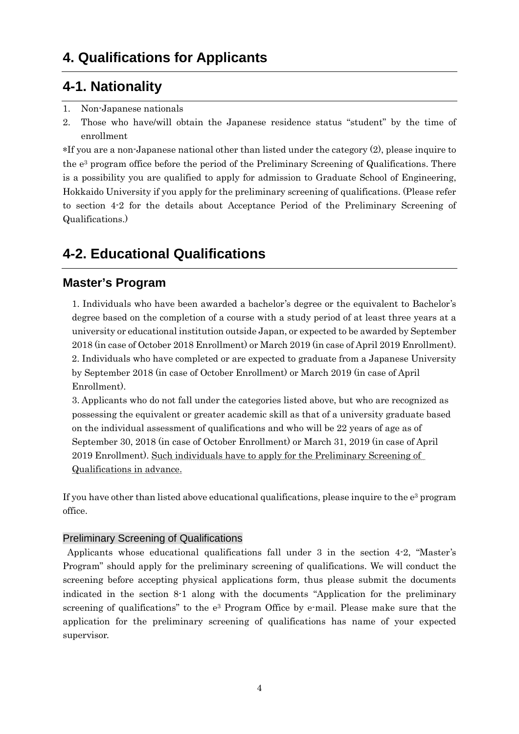# 4. Qualifications for Applicants

## 4-1. Nationality

1. Non-Japanese nationals
2. Those who have/will obtain the Japanese residence status "student" by the time of enrollment

*If you are a non-Japanese national other than listed under the category (2), please inquire to the e³ program office before the period of the Preliminary Screening of Qualifications. There is a possibility you are qualified to apply for admission to Graduate School of Engineering, Hokkaido University if you apply for the preliminary screening of qualifications. (Please refer to section 4-2 for the details about Acceptance Period of the Preliminary Screening of Qualifications.)

## 4-2. Educational Qualifications

### Master's Program

1. Individuals who have been awarded a bachelor's degree or the equivalent to Bachelor's degree based on the completion of a course with a study period of at least three years at a university or educational institution outside Japan, or expected to be awarded by September 2018 (in case of October 2018 Enrollment) or March 2019 (in case of April 2019 Enrollment).
2. Individuals who have completed or are expected to graduate from a Japanese University by September 2018 (in case of October Enrollment) or March 2019 (in case of April Enrollment).
3. Applicants who do not fall under the categories listed above, but who are recognized as possessing the equivalent or greater academic skill as that of a university graduate based on the individual assessment of qualifications and who will be 22 years of age as of September 30, 2018 (in case of October Enrollment) or March 31, 2019 (in case of April 2019 Enrollment). Such individuals have to apply for the Preliminary Screening of Qualifications in advance.

If you have other than listed above educational qualifications, please inquire to the e³ program office.

#### Preliminary Screening of Qualifications

Applicants whose educational qualifications fall under 3 in the section 4-2, "Master's Program" should apply for the preliminary screening of qualifications. We will conduct the screening before accepting physical applications form, thus please submit the documents indicated in the section 8-1 along with the documents "Application for the preliminary screening of qualifications" to the e³ Program Office by e-mail. Please make sure that the application for the preliminary screening of qualifications has name of your expected supervisor.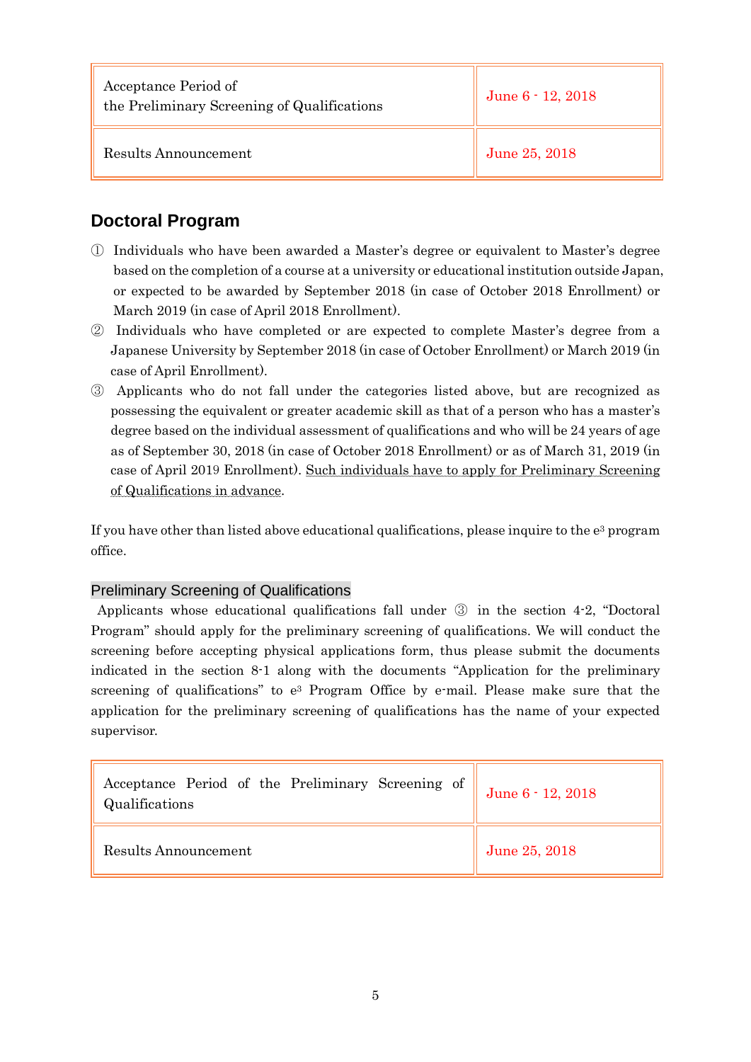| Acceptance Period of the Preliminary Screening of Qualifications | June 6 - 12, 2018 |
| --- | --- |
| Results Announcement | June 25, 2018 |

## Doctoral Program

① Individuals who have been awarded a Master's degree or equivalent to Master's degree based on the completion of a course at a university or educational institution outside Japan, or expected to be awarded by September 2018 (in case of October 2018 Enrollment) or March 2019 (in case of April 2018 Enrollment).

② Individuals who have completed or are expected to complete Master's degree from a Japanese University by September 2018 (in case of October Enrollment) or March 2019 (in case of April Enrollment).

③ Applicants who do not fall under the categories listed above, but are recognized as possessing the equivalent or greater academic skill as that of a person who has a master's degree based on the individual assessment of qualifications and who will be 24 years of age as of September 30, 2018 (in case of October 2018 Enrollment) or as of March 31, 2019 (in case of April 2019 Enrollment). Such individuals have to apply for Preliminary Screening of Qualifications in advance.

If you have other than listed above educational qualifications, please inquire to the e³ program office.

### Preliminary Screening of Qualifications

Applicants whose educational qualifications fall under ③ in the section 4-2, "Doctoral Program" should apply for the preliminary screening of qualifications. We will conduct the screening before accepting physical applications form, thus please submit the documents indicated in the section 8-1 along with the documents "Application for the preliminary screening of qualifications" to e³ Program Office by e-mail. Please make sure that the application for the preliminary screening of qualifications has the name of your expected supervisor.

| Acceptance Period of the Preliminary Screening of Qualifications | June 6 - 12, 2018 |
| --- | --- |
| Results Announcement | June 25, 2018 |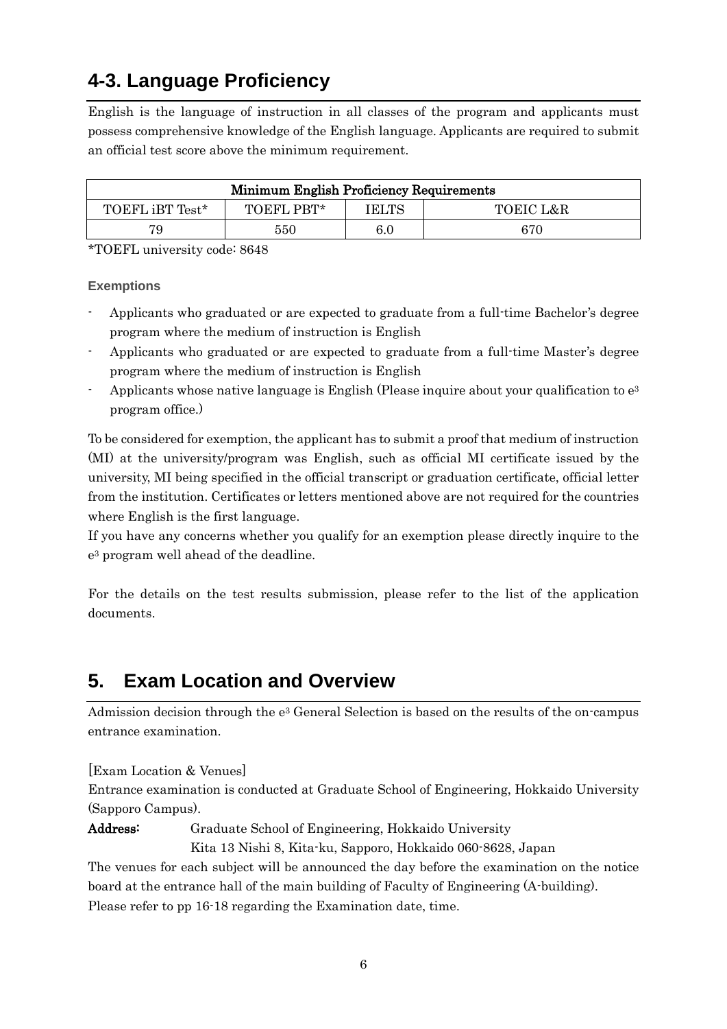## 4-3. Language Proficiency

English is the language of instruction in all classes of the program and applicants must possess comprehensive knowledge of the English language. Applicants are required to submit an official test score above the minimum requirement.

| **Minimum English Proficiency Requirements** | | | |
|---|---|---|---|
| TOEFL iBT Test* | TOEFL PBT* | IELTS | TOEIC L&R |
| 79 | 550 | 6.0 | 670 |

*TOEFL university code: 8648

**Exemptions**

- Applicants who graduated or are expected to graduate from a full-time Bachelor's degree program where the medium of instruction is English
- Applicants who graduated or are expected to graduate from a full-time Master's degree program where the medium of instruction is English
- Applicants whose native language is English (Please inquire about your qualification to e[3] program office.)

To be considered for exemption, the applicant has to submit a proof that medium of instruction (MI) at the university/program was English, such as official MI certificate issued by the university, MI being specified in the official transcript or graduation certificate, official letter from the institution. Certificates or letters mentioned above are not required for the countries where English is the first language.

If you have any concerns whether you qualify for an exemption please directly inquire to the e[3] program well ahead of the deadline.

For the details on the test results submission, please refer to the list of the application documents.

# 5. Exam Location and Overview

Admission decision through the e[3] General Selection is based on the results of the on-campus entrance examination.

[Exam Location & Venues]

Entrance examination is conducted at Graduate School of Engineering, Hokkaido University (Sapporo Campus).

**Address:** Graduate School of Engineering, Hokkaido University
Kita 13 Nishi 8, Kita-ku, Sapporo, Hokkaido 060-8628, Japan

The venues for each subject will be announced the day before the examination on the notice board at the entrance hall of the main building of Faculty of Engineering (A-building).

Please refer to pp 16-18 regarding the Examination date, time.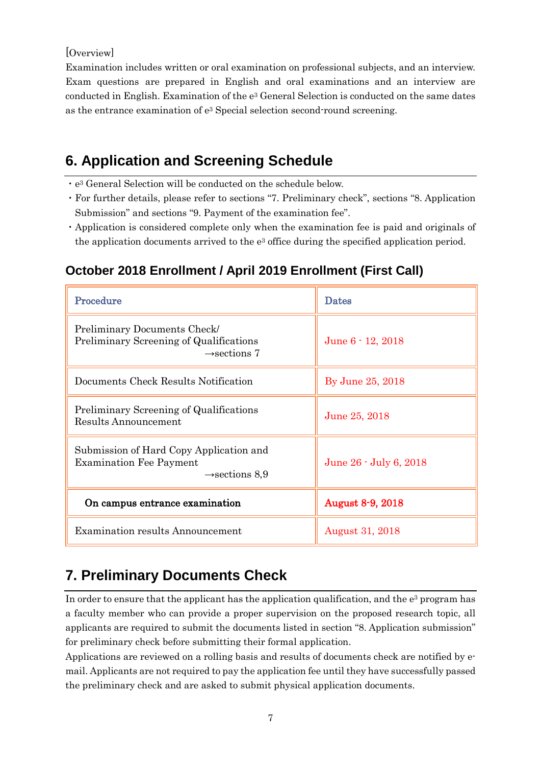[Overview]
Examination includes written or oral examination on professional subjects, and an interview. Exam questions are prepared in English and oral examinations and an interview are conducted in English. Examination of the e$^3$ General Selection is conducted on the same dates as the entrance examination of e$^3$ Special selection second-round screening.

## 6. Application and Screening Schedule

・e$^3$ General Selection will be conducted on the schedule below.
・For further details, please refer to sections “7. Preliminary check”, sections “8. Application Submission” and sections “9. Payment of the examination fee”.
・Application is considered complete only when the examination fee is paid and originals of the application documents arrived to the e$^3$ office during the specified application period.

### October 2018 Enrollment / April 2019 Enrollment (First Call)

| Procedure | Dates |
|---|---|
| Preliminary Documents Check/ Preliminary Screening of Qualifications →sections 7 | June 6 - 12, 2018 |
| Documents Check Results Notification | By June 25, 2018 |
| Preliminary Screening of Qualifications Results Announcement | June 25, 2018 |
| Submission of Hard Copy Application and Examination Fee Payment →sections 8,9 | June 26 - July 6, 2018 |
| **On campus entrance examination** | **August 8-9, 2018** |
| Examination results Announcement | August 31, 2018 |

## 7. Preliminary Documents Check

In order to ensure that the applicant has the application qualification, and the e$^3$ program has a faculty member who can provide a proper supervision on the proposed research topic, all applicants are required to submit the documents listed in section “8. Application submission” for preliminary check before submitting their formal application.
Applications are reviewed on a rolling basis and results of documents check are notified by e-mail. Applicants are not required to pay the application fee until they have successfully passed the preliminary check and are asked to submit physical application documents.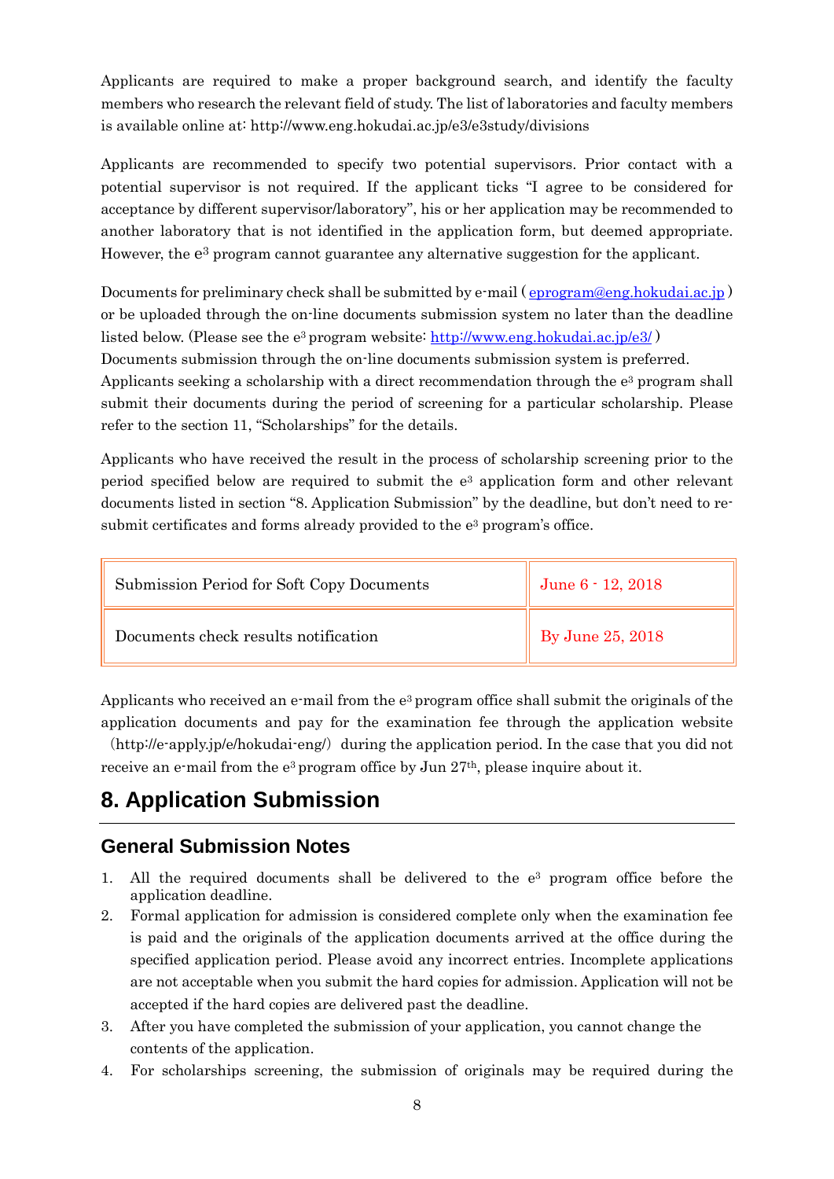Applicants are required to make a proper background search, and identify the faculty members who research the relevant field of study. The list of laboratories and faculty members is available online at: http://www.eng.hokudai.ac.jp/e3/e3study/divisions

Applicants are recommended to specify two potential supervisors. Prior contact with a potential supervisor is not required. If the applicant ticks "I agree to be considered for acceptance by different supervisor/laboratory", his or her application may be recommended to another laboratory that is not identified in the application form, but deemed appropriate. However, the $e^3$ program cannot guarantee any alternative suggestion for the applicant.

Documents for preliminary check shall be submitted by e-mail (eprogram@eng.hokudai.ac.jp) or be uploaded through the on-line documents submission system no later than the deadline listed below. (Please see the $e^3$ program website: http://www.eng.hokudai.ac.jp/e3/)
Documents submission through the on-line documents submission system is preferred.
Applicants seeking a scholarship with a direct recommendation through the $e^3$ program shall submit their documents during the period of screening for a particular scholarship. Please refer to the section 11, "Scholarships" for the details.

Applicants who have received the result in the process of scholarship screening prior to the period specified below are required to submit the $e^3$ application form and other relevant documents listed in section "8. Application Submission" by the deadline, but don't need to re-submit certificates and forms already provided to the $e^3$ program's office.

| | |
|---|---|
| Submission Period for Soft Copy Documents | June 6 - 12, 2018 |
| Documents check results notification | By June 25, 2018 |

Applicants who received an e-mail from the $e^3$ program office shall submit the originals of the application documents and pay for the examination fee through the application website (http://e-apply.jp/e/hokudai-eng/) during the application period. In the case that you did not receive an e-mail from the $e^3$ program office by Jun 27th, please inquire about it.

# 8. Application Submission

## General Submission Notes

1. All the required documents shall be delivered to the $e^3$ program office before the application deadline.
2. Formal application for admission is considered complete only when the examination fee is paid and the originals of the application documents arrived at the office during the specified application period. Please avoid any incorrect entries. Incomplete applications are not acceptable when you submit the hard copies for admission. Application will not be accepted if the hard copies are delivered past the deadline.
3. After you have completed the submission of your application, you cannot change the contents of the application.
4. For scholarships screening, the submission of originals may be required during the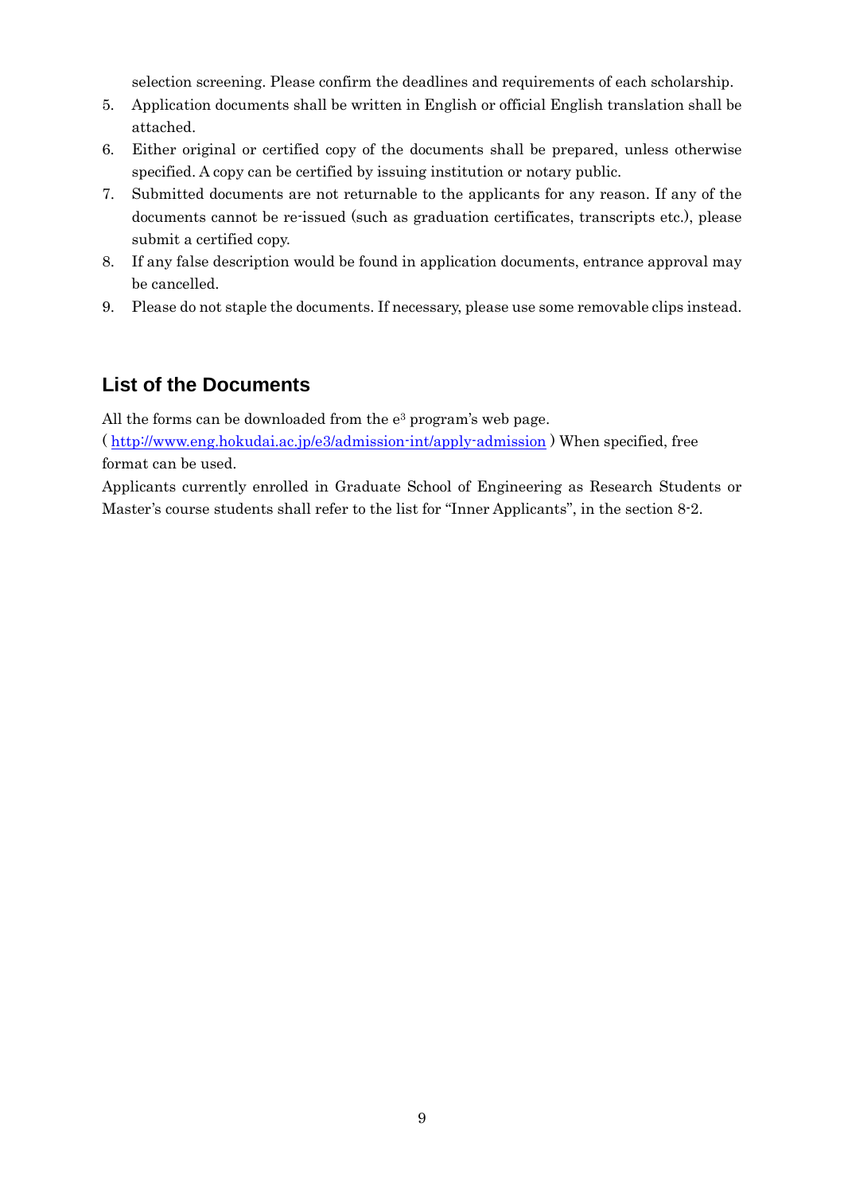selection screening. Please confirm the deadlines and requirements of each scholarship.

5. Application documents shall be written in English or official English translation shall be attached.
6. Either original or certified copy of the documents shall be prepared, unless otherwise specified. A copy can be certified by issuing institution or notary public.
7. Submitted documents are not returnable to the applicants for any reason. If any of the documents cannot be re-issued (such as graduation certificates, transcripts etc.), please submit a certified copy.
8. If any false description would be found in application documents, entrance approval may be cancelled.
9. Please do not staple the documents. If necessary, please use some removable clips instead.

## List of the Documents

All the forms can be downloaded from the e[3] program's web page.
( http://www.eng.hokudai.ac.jp/e3/admission-int/apply-admission ) When specified, free format can be used.

Applicants currently enrolled in Graduate School of Engineering as Research Students or Master's course students shall refer to the list for "Inner Applicants", in the section 8-2.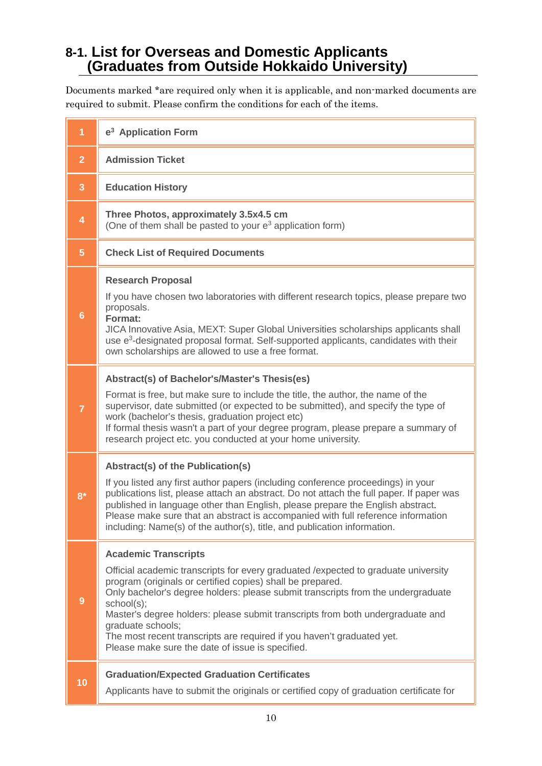## 8-1. List for Overseas and Domestic Applicants (Graduates from Outside Hokkaido University)

Documents marked *are required only when it is applicable, and non-marked documents are required to submit. Please confirm the conditions for each of the items.

| No. | Document |
|---|---|
| 1 | **$e^3$ Application Form** |
| 2 | **Admission Ticket** |
| 3 | **Education History** |
| 4 | **Three Photos, approximately 3.5x4.5 cm**<br>(One of them shall be pasted to your $e^3$ application form) |
| 5 | **Check List of Required Documents** |
| 6 | **Research Proposal**<br>If you have chosen two laboratories with different research topics, please prepare two proposals.<br>**Format:**<br>JICA Innovative Asia, MEXT: Super Global Universities scholarships applicants shall use $e^3$-designated proposal format. Self-supported applicants, candidates with their own scholarships are allowed to use a free format. |
| 7 | **Abstract(s) of Bachelor's/Master's Thesis(es)**<br>Format is free, but make sure to include the title, the author, the name of the supervisor, date submitted (or expected to be submitted), and specify the type of work (bachelor's thesis, graduation project etc)<br>If formal thesis wasn't a part of your degree program, please prepare a summary of research project etc. you conducted at your home university. |
| 8* | **Abstract(s) of the Publication(s)**<br>If you listed any first author papers (including conference proceedings) in your publications list, please attach an abstract. Do not attach the full paper. If paper was published in language other than English, please prepare the English abstract.<br>Please make sure that an abstract is accompanied with full reference information including: Name(s) of the author(s), title, and publication information. |
| 9 | **Academic Transcripts**<br>Official academic transcripts for every graduated /expected to graduate university program (originals or certified copies) shall be prepared.<br>Only bachelor's degree holders: please submit transcripts from the undergraduate school(s);<br>Master's degree holders: please submit transcripts from both undergraduate and graduate schools;<br>The most recent transcripts are required if you haven't graduated yet.<br>Please make sure the date of issue is specified. |
| 10 | **Graduation/Expected Graduation Certificates**<br>Applicants have to submit the originals or certified copy of graduation certificate for |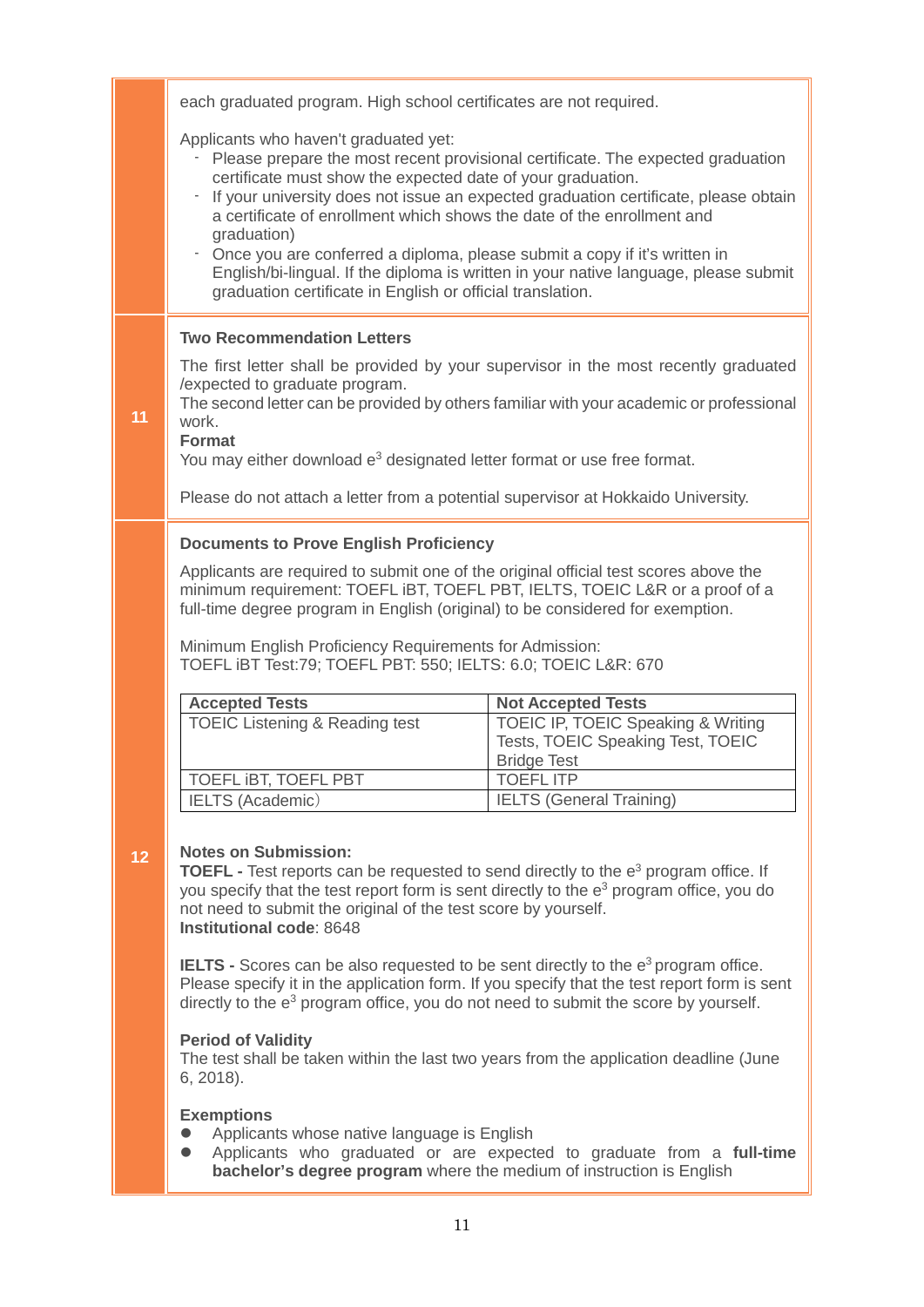each graduated program. High school certificates are not required.

Applicants who haven't graduated yet:

- Please prepare the most recent provisional certificate. The expected graduation certificate must show the expected date of your graduation.
- If your university does not issue an expected graduation certificate, please obtain a certificate of enrollment which shows the date of the enrollment and graduation)
- Once you are conferred a diploma, please submit a copy if it's written in English/bi-lingual. If the diploma is written in your native language, please submit graduation certificate in English or official translation.

**11**

**Two Recommendation Letters**

The first letter shall be provided by your supervisor in the most recently graduated /expected to graduate program.
The second letter can be provided by others familiar with your academic or professional work.
**Format**
You may either download e³ designated letter format or use free format.

Please do not attach a letter from a potential supervisor at Hokkaido University.

**12**

**Documents to Prove English Proficiency**

Applicants are required to submit one of the original official test scores above the minimum requirement: TOEFL iBT, TOEFL PBT, IELTS, TOEIC L&R or a proof of a full-time degree program in English (original) to be considered for exemption.

Minimum English Proficiency Requirements for Admission:
TOEFL iBT Test:79; TOEFL PBT: 550; IELTS: 6.0; TOEIC L&R: 670

| Accepted Tests | Not Accepted Tests |
|---|---|
| TOEIC Listening & Reading test | TOEIC IP, TOEIC Speaking & Writing Tests, TOEIC Speaking Test, TOEIC Bridge Test |
| TOEFL iBT, TOEFL PBT | TOEFL ITP |
| IELTS (Academic） | IELTS (General Training) |

**Notes on Submission:**
**TOEFL -** Test reports can be requested to send directly to the e³ program office. If you specify that the test report form is sent directly to the e³ program office, you do not need to submit the original of the test score by yourself.
**Institutional code**: 8648

**IELTS -** Scores can be also requested to be sent directly to the e³ program office. Please specify it in the application form. If you specify that the test report form is sent directly to the e³ program office, you do not need to submit the score by yourself.

**Period of Validity**
The test shall be taken within the last two years from the application deadline (June 6, 2018).

**Exemptions**

- Applicants whose native language is English
- Applicants who graduated or are expected to graduate from a **full-time bachelor's degree program** where the medium of instruction is English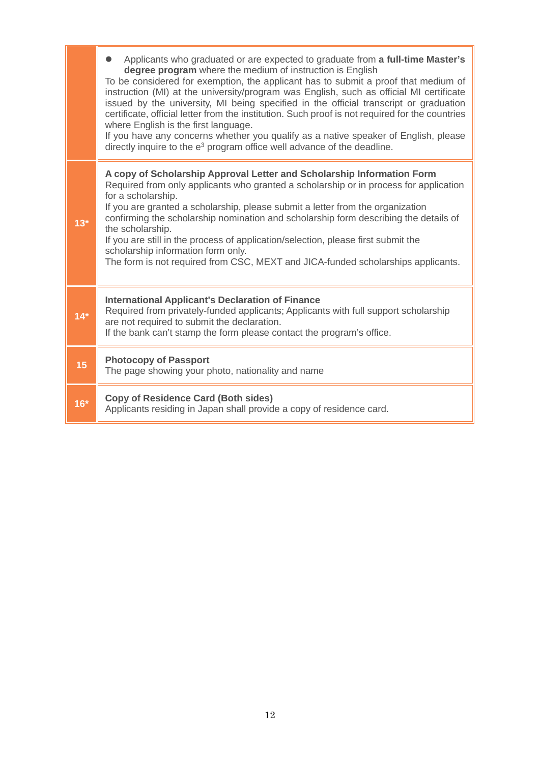| | |
|---|---|
| | ● Applicants who graduated or are expected to graduate from **a full-time Master's degree program** where the medium of instruction is English<br>To be considered for exemption, the applicant has to submit a proof that medium of instruction (MI) at the university/program was English, such as official MI certificate issued by the university, MI being specified in the official transcript or graduation certificate, official letter from the institution. Such proof is not required for the countries where English is the first language.<br>If you have any concerns whether you qualify as a native speaker of English, please directly inquire to the e$^3$ program office well advance of the deadline. |
| 13* | **A copy of Scholarship Approval Letter and Scholarship Information Form**<br>Required from only applicants who granted a scholarship or in process for application for a scholarship.<br>If you are granted a scholarship, please submit a letter from the organization confirming the scholarship nomination and scholarship form describing the details of the scholarship.<br>If you are still in the process of application/selection, please first submit the scholarship information form only.<br>The form is not required from CSC, MEXT and JICA-funded scholarships applicants. |
| 14* | **International Applicant's Declaration of Finance**<br>Required from privately-funded applicants; Applicants with full support scholarship are not required to submit the declaration.<br>If the bank can't stamp the form please contact the program's office. |
| 15 | **Photocopy of Passport**<br>The page showing your photo, nationality and name |
| 16* | **Copy of Residence Card (Both sides)**<br>Applicants residing in Japan shall provide a copy of residence card. |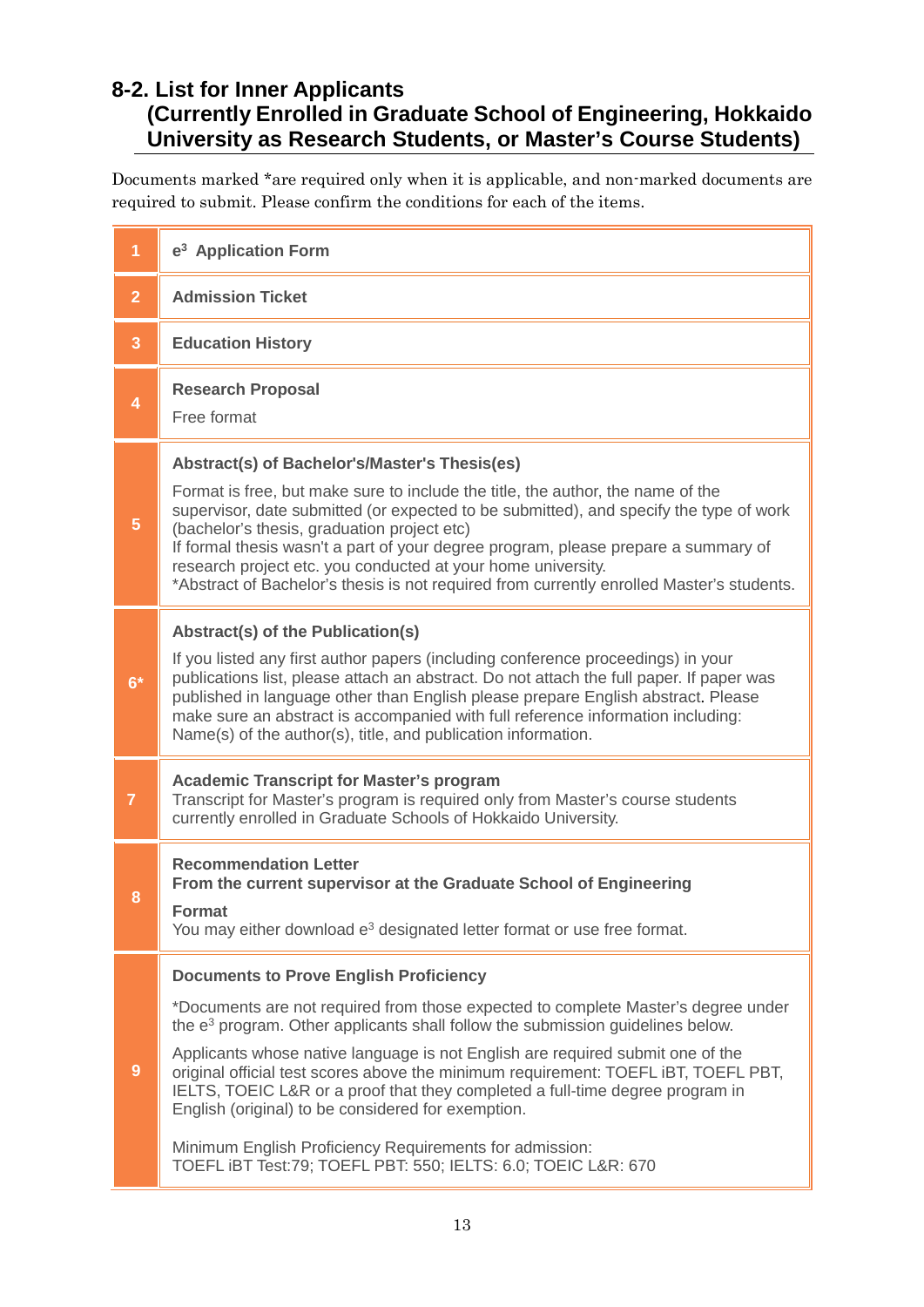## 8-2. List for Inner Applicants (Currently Enrolled in Graduate School of Engineering, Hokkaido University as Research Students, or Master's Course Students)

Documents marked *are required only when it is applicable, and non-marked documents are required to submit. Please confirm the conditions for each of the items.

| No. | Document |
|---|---|
| 1 | **$e^3$ Application Form** |
| 2 | **Admission Ticket** |
| 3 | **Education History** |
| 4 | **Research Proposal**<br>Free format |
| 5 | **Abstract(s) of Bachelor's/Master's Thesis(es)**<br>Format is free, but make sure to include the title, the author, the name of the supervisor, date submitted (or expected to be submitted), and specify the type of work (bachelor's thesis, graduation project etc)<br>If formal thesis wasn't a part of your degree program, please prepare a summary of research project etc. you conducted at your home university.<br>*Abstract of Bachelor's thesis is not required from currently enrolled Master's students. |
| 6* | **Abstract(s) of the Publication(s)**<br>If you listed any first author papers (including conference proceedings) in your publications list, please attach an abstract. Do not attach the full paper. If paper was published in language other than English please prepare English abstract. Please make sure an abstract is accompanied with full reference information including: Name(s) of the author(s), title, and publication information. |
| 7 | **Academic Transcript for Master's program**<br>Transcript for Master's program is required only from Master's course students currently enrolled in Graduate Schools of Hokkaido University. |
| 8 | **Recommendation Letter**<br>**From the current supervisor at the Graduate School of Engineering**<br>**Format**<br>You may either download $e^3$ designated letter format or use free format. |
| 9 | **Documents to Prove English Proficiency**<br>*Documents are not required from those expected to complete Master's degree under the $e^3$ program. Other applicants shall follow the submission guidelines below.<br>Applicants whose native language is not English are required submit one of the original official test scores above the minimum requirement: TOEFL iBT, TOEFL PBT, IELTS, TOEIC L&R or a proof that they completed a full-time degree program in English (original) to be considered for exemption.<br>Minimum English Proficiency Requirements for admission:<br>TOEFL iBT Test:79; TOEFL PBT: 550; IELTS: 6.0; TOEIC L&R: 670 |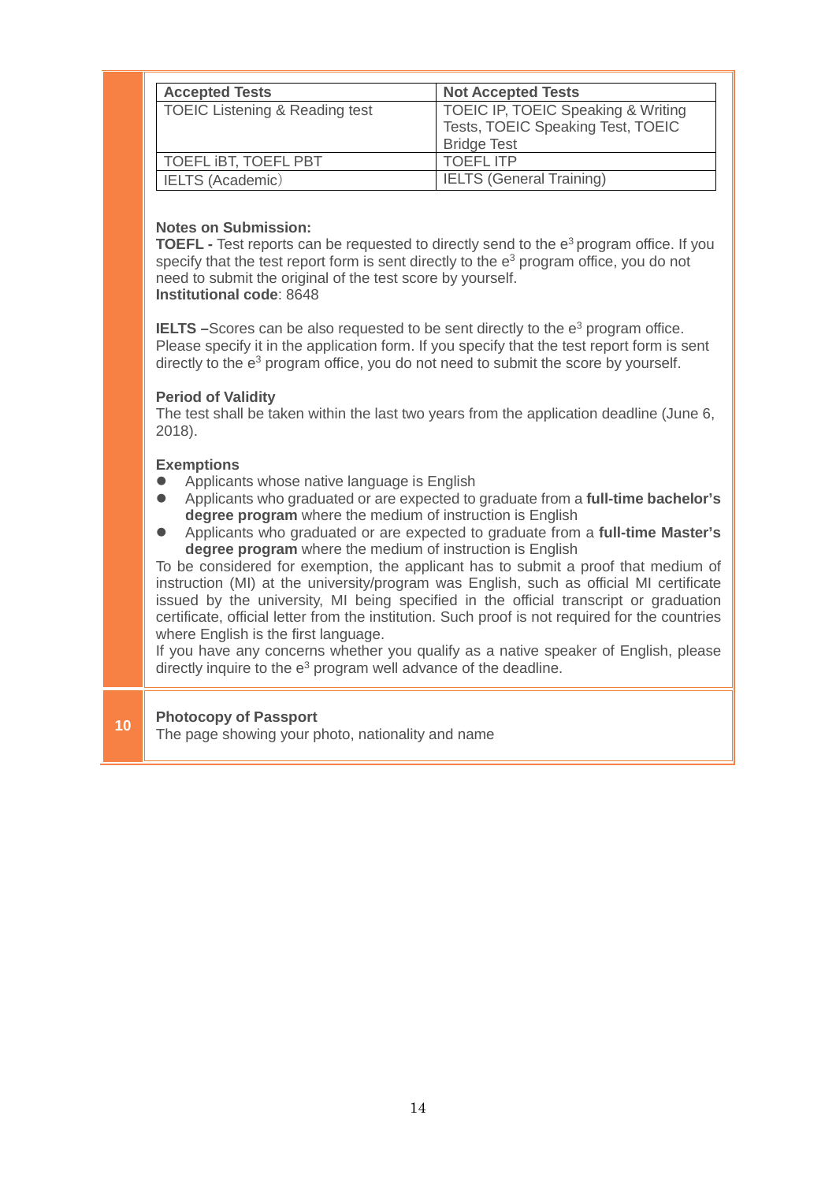| Accepted Tests | Not Accepted Tests |
|---|---|
| TOEIC Listening & Reading test | TOEIC IP, TOEIC Speaking & Writing Tests, TOEIC Speaking Test, TOEIC Bridge Test |
| TOEFL iBT, TOEFL PBT | TOEFL ITP |
| IELTS (Academic) | IELTS (General Training) |

**Notes on Submission:**
**TOEFL -** Test reports can be requested to directly send to the e[3] program office. If you specify that the test report form is sent directly to the e[3] program office, you do not need to submit the original of the test score by yourself.
**Institutional code**: 8648

**IELTS –**Scores can be also requested to be sent directly to the e[3] program office. Please specify it in the application form. If you specify that the test report form is sent directly to the e[3] program office, you do not need to submit the score by yourself.

**Period of Validity**
The test shall be taken within the last two years from the application deadline (June 6, 2018).

**Exemptions**

- Applicants whose native language is English
- Applicants who graduated or are expected to graduate from a **full-time bachelor's degree program** where the medium of instruction is English
- Applicants who graduated or are expected to graduate from a **full-time Master's degree program** where the medium of instruction is English

To be considered for exemption, the applicant has to submit a proof that medium of instruction (MI) at the university/program was English, such as official MI certificate issued by the university, MI being specified in the official transcript or graduation certificate, official letter from the institution. Such proof is not required for the countries where English is the first language.
If you have any concerns whether you qualify as a native speaker of English, please directly inquire to the e[3] program well advance of the deadline.

**10**

**Photocopy of Passport**
The page showing your photo, nationality and name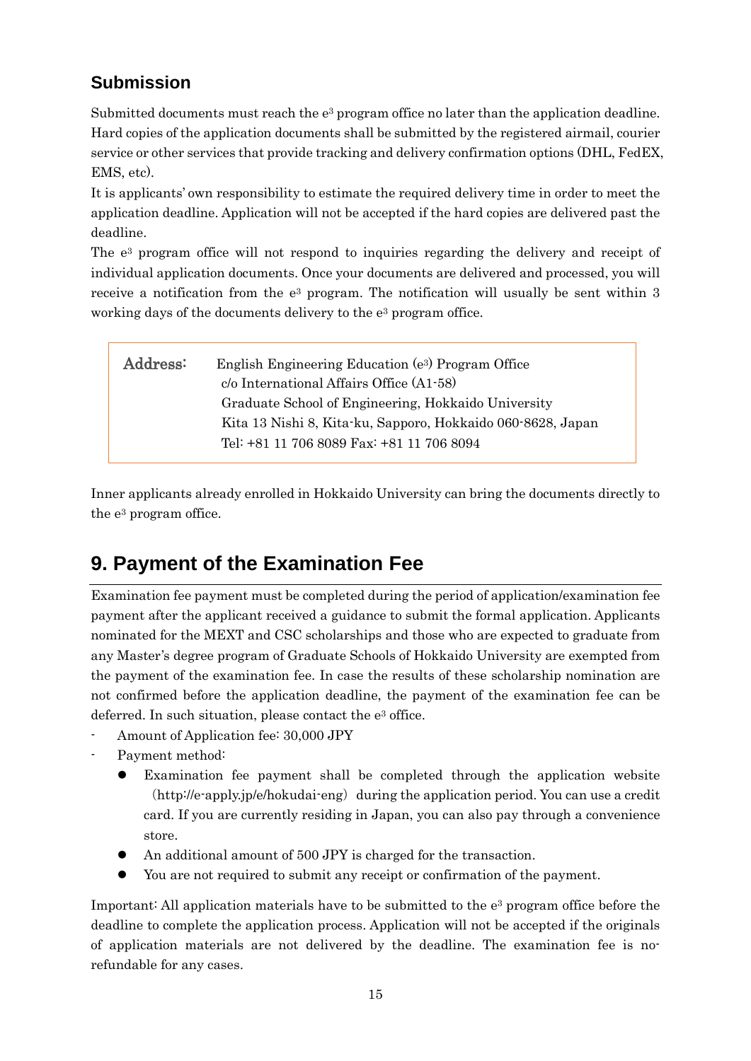## Submission

Submitted documents must reach the e³ program office no later than the application deadline. Hard copies of the application documents shall be submitted by the registered airmail, courier service or other services that provide tracking and delivery confirmation options (DHL, FedEX, EMS, etc).

It is applicants' own responsibility to estimate the required delivery time in order to meet the application deadline. Application will not be accepted if the hard copies are delivered past the deadline.

The e³ program office will not respond to inquiries regarding the delivery and receipt of individual application documents. Once your documents are delivered and processed, you will receive a notification from the e³ program. The notification will usually be sent within 3 working days of the documents delivery to the e³ program office.

**Address:** English Engineering Education (e³) Program Office
c/o International Affairs Office (A1-58)
Graduate School of Engineering, Hokkaido University
Kita 13 Nishi 8, Kita-ku, Sapporo, Hokkaido 060-8628, Japan
Tel: +81 11 706 8089 Fax: +81 11 706 8094

Inner applicants already enrolled in Hokkaido University can bring the documents directly to the e³ program office.

# 9. Payment of the Examination Fee

Examination fee payment must be completed during the period of application/examination fee payment after the applicant received a guidance to submit the formal application. Applicants nominated for the MEXT and CSC scholarships and those who are expected to graduate from any Master's degree program of Graduate Schools of Hokkaido University are exempted from the payment of the examination fee. In case the results of these scholarship nomination are not confirmed before the application deadline, the payment of the examination fee can be deferred. In such situation, please contact the e³ office.

- Amount of Application fee: 30,000 JPY
- Payment method:
  - Examination fee payment shall be completed through the application website (http://e-apply.jp/e/hokudai-eng) during the application period. You can use a credit card. If you are currently residing in Japan, you can also pay through a convenience store.
  - An additional amount of 500 JPY is charged for the transaction.
  - You are not required to submit any receipt or confirmation of the payment.

Important: All application materials have to be submitted to the e³ program office before the deadline to complete the application process. Application will not be accepted if the originals of application materials are not delivered by the deadline. The examination fee is no-refundable for any cases.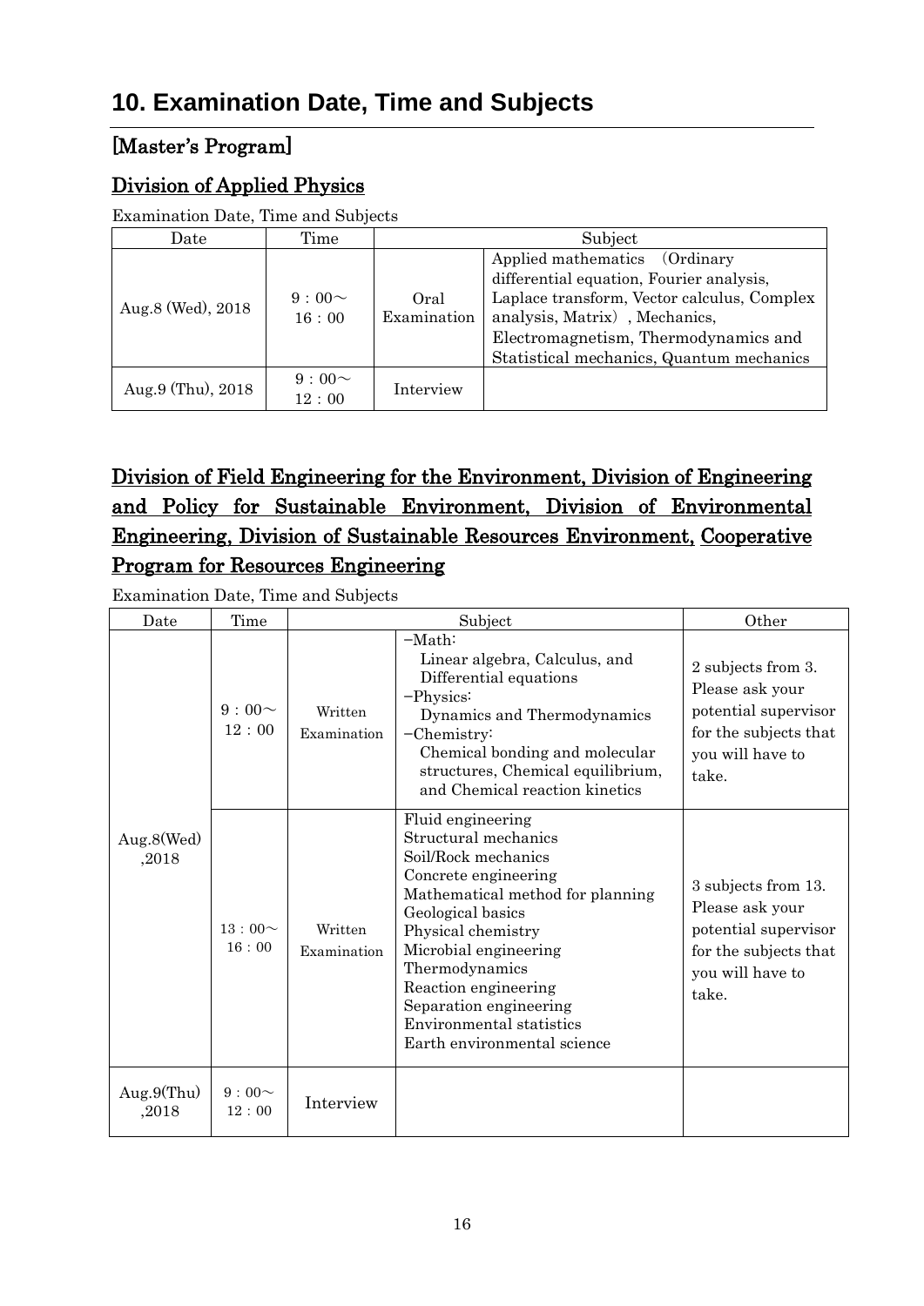# 10. Examination Date, Time and Subjects

## [Master's Program]

### Division of Applied Physics

Examination Date, Time and Subjects

| Date | Time | Subject | |
|---|---|---|---|
| Aug.8 (Wed), 2018 | 9：00～ 16：00 | Oral Examination | Applied mathematics （Ordinary differential equation, Fourier analysis, Laplace transform, Vector calculus, Complex analysis, Matrix）, Mechanics, Electromagnetism, Thermodynamics and Statistical mechanics, Quantum mechanics |
| Aug.9 (Thu), 2018 | 9：00～ 12：00 | Interview | |

### Division of Field Engineering for the Environment, Division of Engineering and Policy for Sustainable Environment, Division of Environmental Engineering, Division of Sustainable Resources Environment, Cooperative Program for Resources Engineering

Examination Date, Time and Subjects

| Date | Time | Subject | | Other |
|---|---|---|---|---|
| Aug.8(Wed) ,2018 | 9：00～ 12：00 | Written Examination | −Math: Linear algebra, Calculus, and Differential equations<br>−Physics: Dynamics and Thermodynamics<br>−Chemistry: Chemical bonding and molecular structures, Chemical equilibrium, and Chemical reaction kinetics | 2 subjects from 3. Please ask your potential supervisor for the subjects that you will have to take. |
| | 13：00～ 16：00 | Written Examination | Fluid engineering<br>Structural mechanics<br>Soil/Rock mechanics<br>Concrete engineering<br>Mathematical method for planning<br>Geological basics<br>Physical chemistry<br>Microbial engineering<br>Thermodynamics<br>Reaction engineering<br>Separation engineering<br>Environmental statistics<br>Earth environmental science | 3 subjects from 13. Please ask your potential supervisor for the subjects that you will have to take. |
| Aug.9(Thu) ,2018 | 9：00～ 12：00 | Interview | | |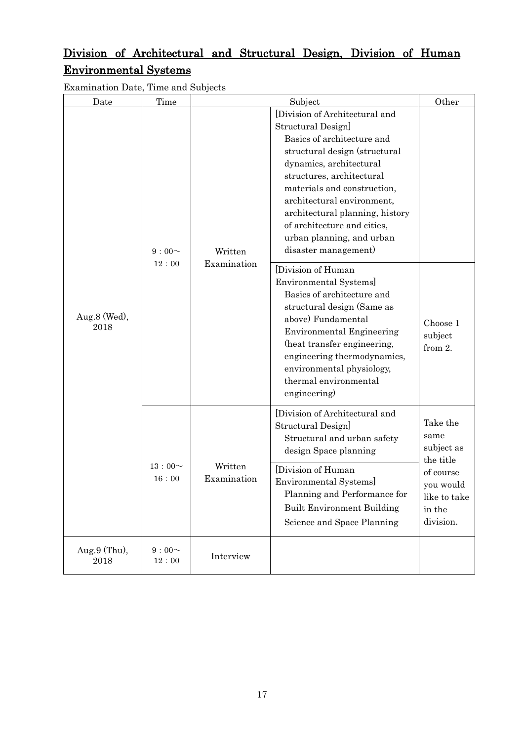## Division of Architectural and Structural Design, Division of Human Environmental Systems

Examination Date, Time and Subjects

| Date | Time | Subject | | Other |
|---|---|---|---|---|
| Aug.8 (Wed), 2018 | 9：00～ 12：00 | Written Examination | [Division of Architectural and Structural Design] Basics of architecture and structural design (structural dynamics, architectural structures, architectural materials and construction, architectural environment, architectural planning, history of architecture and cities, urban planning, and urban disaster management) | |
| | | | [Division of Human Environmental Systems] Basics of architecture and structural design (Same as above) Fundamental Environmental Engineering (heat transfer engineering, engineering thermodynamics, environmental physiology, thermal environmental engineering) | Choose 1 subject from 2. |
| | 13：00～ 16：00 | Written Examination | [Division of Architectural and Structural Design] Structural and urban safety design Space planning | Take the same subject as the title of course you would like to take in the division. |
| | | | [Division of Human Environmental Systems] Planning and Performance for Built Environment Building Science and Space Planning | |
| Aug.9 (Thu), 2018 | 9：00～ 12：00 | Interview | | |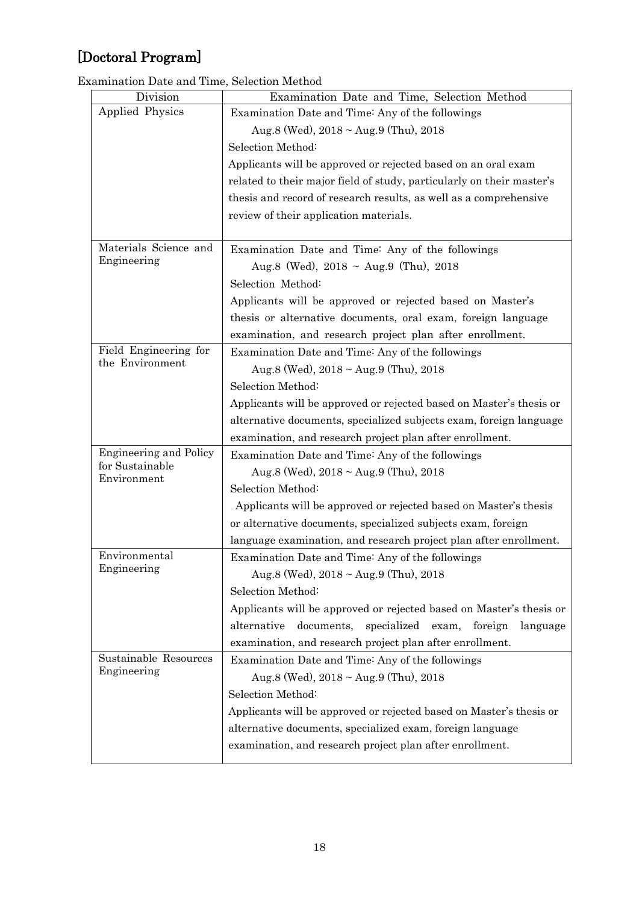## [Doctoral Program]

Examination Date and Time, Selection Method

| Division | Examination Date and Time, Selection Method |
|---|---|
| Applied Physics | Examination Date and Time: Any of the followings<br>Aug.8 (Wed), 2018 ~ Aug.9 (Thu), 2018<br>Selection Method:<br>Applicants will be approved or rejected based on an oral exam related to their major field of study, particularly on their master's thesis and record of research results, as well as a comprehensive review of their application materials. |
| Materials Science and Engineering | Examination Date and Time: Any of the followings<br>Aug.8 (Wed), 2018 ~ Aug.9 (Thu), 2018<br>Selection Method:<br>Applicants will be approved or rejected based on Master's thesis or alternative documents, oral exam, foreign language examination, and research project plan after enrollment. |
| Field Engineering for the Environment | Examination Date and Time: Any of the followings<br>Aug.8 (Wed), 2018 ~ Aug.9 (Thu), 2018<br>Selection Method:<br>Applicants will be approved or rejected based on Master's thesis or alternative documents, specialized subjects exam, foreign language examination, and research project plan after enrollment. |
| Engineering and Policy for Sustainable Environment | Examination Date and Time: Any of the followings<br>Aug.8 (Wed), 2018 ~ Aug.9 (Thu), 2018<br>Selection Method:<br>Applicants will be approved or rejected based on Master's thesis or alternative documents, specialized subjects exam, foreign language examination, and research project plan after enrollment. |
| Environmental Engineering | Examination Date and Time: Any of the followings<br>Aug.8 (Wed), 2018 ~ Aug.9 (Thu), 2018<br>Selection Method:<br>Applicants will be approved or rejected based on Master's thesis or alternative documents, specialized exam, foreign language examination, and research project plan after enrollment. |
| Sustainable Resources Engineering | Examination Date and Time: Any of the followings<br>Aug.8 (Wed), 2018 ~ Aug.9 (Thu), 2018<br>Selection Method:<br>Applicants will be approved or rejected based on Master's thesis or alternative documents, specialized exam, foreign language examination, and research project plan after enrollment. |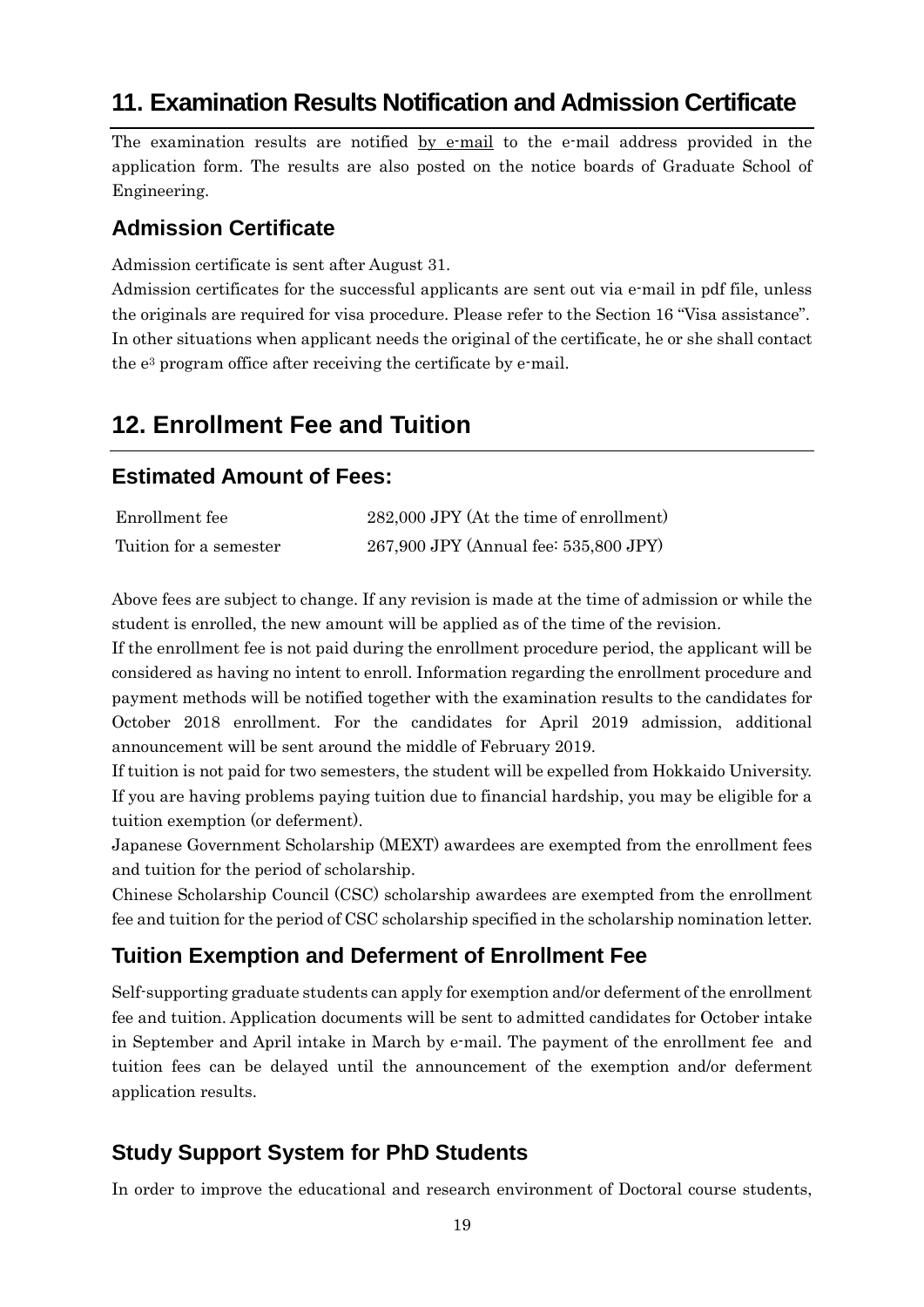## 11. Examination Results Notification and Admission Certificate

The examination results are notified by e-mail to the e-mail address provided in the application form. The results are also posted on the notice boards of Graduate School of Engineering.

### Admission Certificate

Admission certificate is sent after August 31.

Admission certificates for the successful applicants are sent out via e-mail in pdf file, unless the originals are required for visa procedure. Please refer to the Section 16 "Visa assistance". In other situations when applicant needs the original of the certificate, he or she shall contact the e[3] program office after receiving the certificate by e-mail.

## 12. Enrollment Fee and Tuition

### Estimated Amount of Fees:

| | |
|---|---|
| Enrollment fee | 282,000 JPY (At the time of enrollment) |
| Tuition for a semester | 267,900 JPY (Annual fee: 535,800 JPY) |

Above fees are subject to change. If any revision is made at the time of admission or while the student is enrolled, the new amount will be applied as of the time of the revision.

If the enrollment fee is not paid during the enrollment procedure period, the applicant will be considered as having no intent to enroll. Information regarding the enrollment procedure and payment methods will be notified together with the examination results to the candidates for October 2018 enrollment. For the candidates for April 2019 admission, additional announcement will be sent around the middle of February 2019.

If tuition is not paid for two semesters, the student will be expelled from Hokkaido University. If you are having problems paying tuition due to financial hardship, you may be eligible for a tuition exemption (or deferment).

Japanese Government Scholarship (MEXT) awardees are exempted from the enrollment fees and tuition for the period of scholarship.

Chinese Scholarship Council (CSC) scholarship awardees are exempted from the enrollment fee and tuition for the period of CSC scholarship specified in the scholarship nomination letter.

### Tuition Exemption and Deferment of Enrollment Fee

Self-supporting graduate students can apply for exemption and/or deferment of the enrollment fee and tuition. Application documents will be sent to admitted candidates for October intake in September and April intake in March by e-mail. The payment of the enrollment fee and tuition fees can be delayed until the announcement of the exemption and/or deferment application results.

### Study Support System for PhD Students

In order to improve the educational and research environment of Doctoral course students,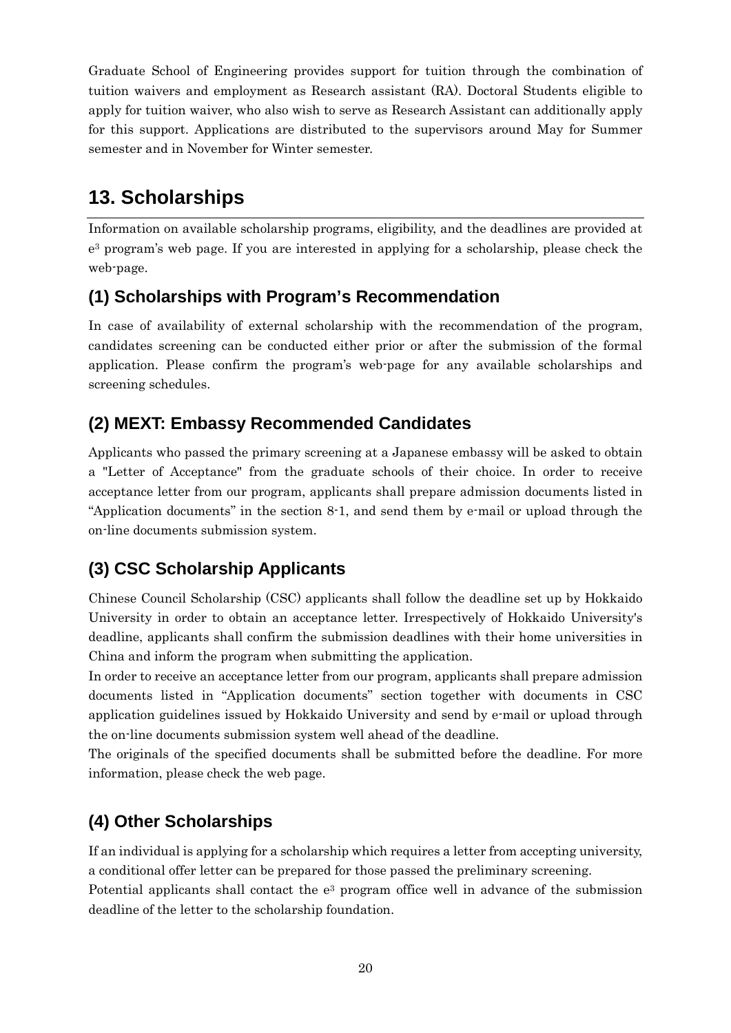Graduate School of Engineering provides support for tuition through the combination of tuition waivers and employment as Research assistant (RA). Doctoral Students eligible to apply for tuition waiver, who also wish to serve as Research Assistant can additionally apply for this support. Applications are distributed to the supervisors around May for Summer semester and in November for Winter semester.

## 13. Scholarships

Information on available scholarship programs, eligibility, and the deadlines are provided at $e^3$ program's web page. If you are interested in applying for a scholarship, please check the web-page.

### (1) Scholarships with Program's Recommendation

In case of availability of external scholarship with the recommendation of the program, candidates screening can be conducted either prior or after the submission of the formal application. Please confirm the program's web-page for any available scholarships and screening schedules.

### (2) MEXT: Embassy Recommended Candidates

Applicants who passed the primary screening at a Japanese embassy will be asked to obtain a "Letter of Acceptance" from the graduate schools of their choice. In order to receive acceptance letter from our program, applicants shall prepare admission documents listed in "Application documents" in the section 8-1, and send them by e-mail or upload through the on-line documents submission system.

### (3) CSC Scholarship Applicants

Chinese Council Scholarship (CSC) applicants shall follow the deadline set up by Hokkaido University in order to obtain an acceptance letter. Irrespectively of Hokkaido University's deadline, applicants shall confirm the submission deadlines with their home universities in China and inform the program when submitting the application.

In order to receive an acceptance letter from our program, applicants shall prepare admission documents listed in "Application documents" section together with documents in CSC application guidelines issued by Hokkaido University and send by e-mail or upload through the on-line documents submission system well ahead of the deadline.

The originals of the specified documents shall be submitted before the deadline. For more information, please check the web page.

### (4) Other Scholarships

If an individual is applying for a scholarship which requires a letter from accepting university, a conditional offer letter can be prepared for those passed the preliminary screening.

Potential applicants shall contact the $e^3$ program office well in advance of the submission deadline of the letter to the scholarship foundation.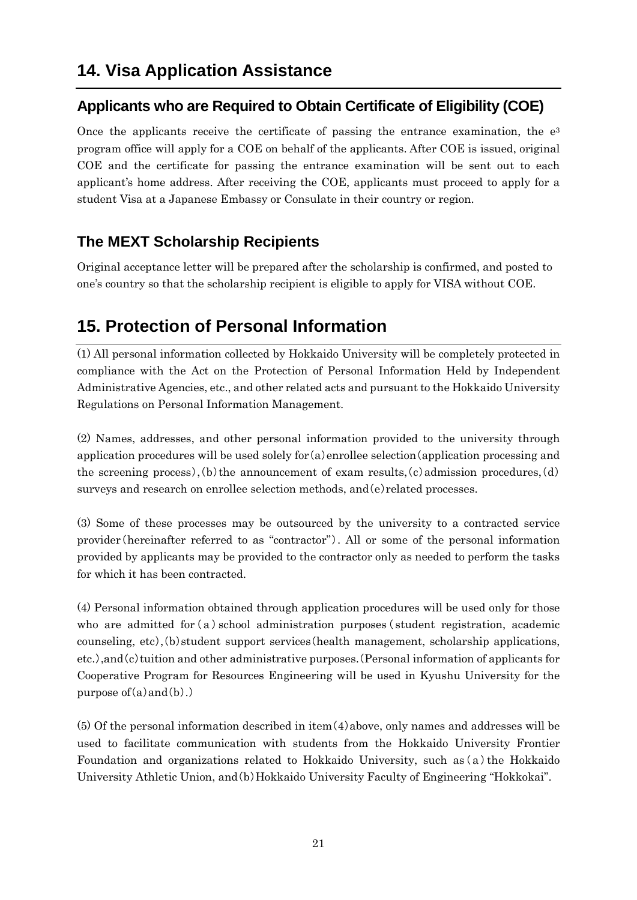## 14. Visa Application Assistance

### Applicants who are Required to Obtain Certificate of Eligibility (COE)

Once the applicants receive the certificate of passing the entrance examination, the $e^3$ program office will apply for a COE on behalf of the applicants. After COE is issued, original COE and the certificate for passing the entrance examination will be sent out to each applicant's home address. After receiving the COE, applicants must proceed to apply for a student Visa at a Japanese Embassy or Consulate in their country or region.

### The MEXT Scholarship Recipients

Original acceptance letter will be prepared after the scholarship is confirmed, and posted to one's country so that the scholarship recipient is eligible to apply for VISA without COE.

## 15. Protection of Personal Information

(1) All personal information collected by Hokkaido University will be completely protected in compliance with the Act on the Protection of Personal Information Held by Independent Administrative Agencies, etc., and other related acts and pursuant to the Hokkaido University Regulations on Personal Information Management.

(2) Names, addresses, and other personal information provided to the university through application procedures will be used solely for (a) enrollee selection (application processing and the screening process), (b) the announcement of exam results, (c) admission procedures, (d) surveys and research on enrollee selection methods, and (e) related processes.

(3) Some of these processes may be outsourced by the university to a contracted service provider (hereinafter referred to as "contractor"). All or some of the personal information provided by applicants may be provided to the contractor only as needed to perform the tasks for which it has been contracted.

(4) Personal information obtained through application procedures will be used only for those who are admitted for (a) school administration purposes (student registration, academic counseling, etc), (b) student support services (health management, scholarship applications, etc.), and (c) tuition and other administrative purposes. (Personal information of applicants for Cooperative Program for Resources Engineering will be used in Kyushu University for the purpose of (a) and (b).)

(5) Of the personal information described in item (4) above, only names and addresses will be used to facilitate communication with students from the Hokkaido University Frontier Foundation and organizations related to Hokkaido University, such as (a) the Hokkaido University Athletic Union, and (b) Hokkaido University Faculty of Engineering "Hokkokai".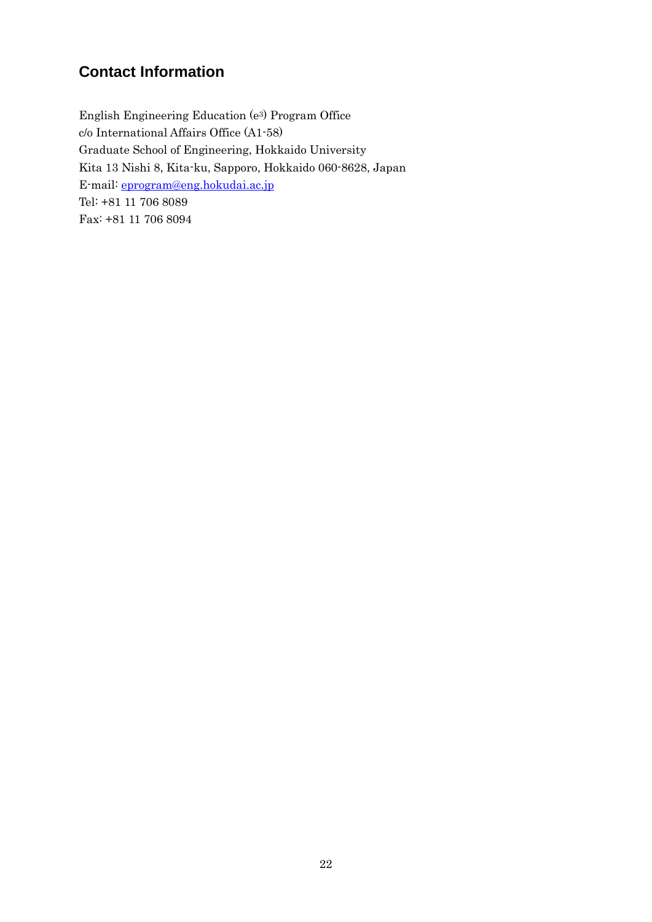## Contact Information

English Engineering Education ($e^3$) Program Office
c/o International Affairs Office (A1-58)
Graduate School of Engineering, Hokkaido University
Kita 13 Nishi 8, Kita-ku, Sapporo, Hokkaido 060-8628, Japan
E-mail: eprogram@eng.hokudai.ac.jp
Tel: +81 11 706 8089
Fax: +81 11 706 8094